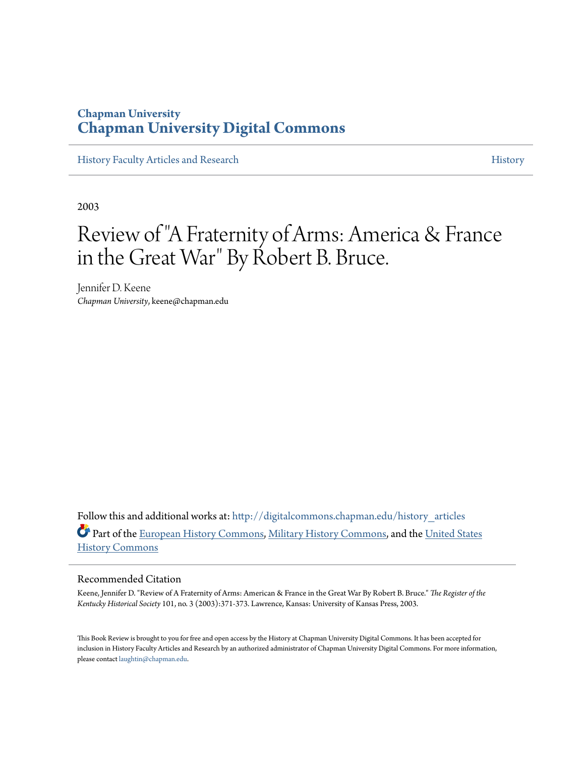Chapman University

# Chapman University Digital Commons

History Faculty Articles and Research | History

2003

# Review of "A Fraternity of Arms: America & France in the Great War" By Robert B. Bruce.

Jennifer D. Keene
*Chapman University*, keene@chapman.edu

Follow this and additional works at: http://digitalcommons.chapman.edu/history_articles

Part of the European History Commons, Military History Commons, and the United States History Commons

## Recommended Citation

Keene, Jennifer D. "Review of A Fraternity of Arms: American & France in the Great War By Robert B. Bruce." *The Register of the Kentucky Historical Society* 101, no. 3 (2003):371-373. Lawrence, Kansas: University of Kansas Press, 2003.

This Book Review is brought to you for free and open access by the History at Chapman University Digital Commons. It has been accepted for inclusion in History Faculty Articles and Research by an authorized administrator of Chapman University Digital Commons. For more information, please contact laughtin@chapman.edu.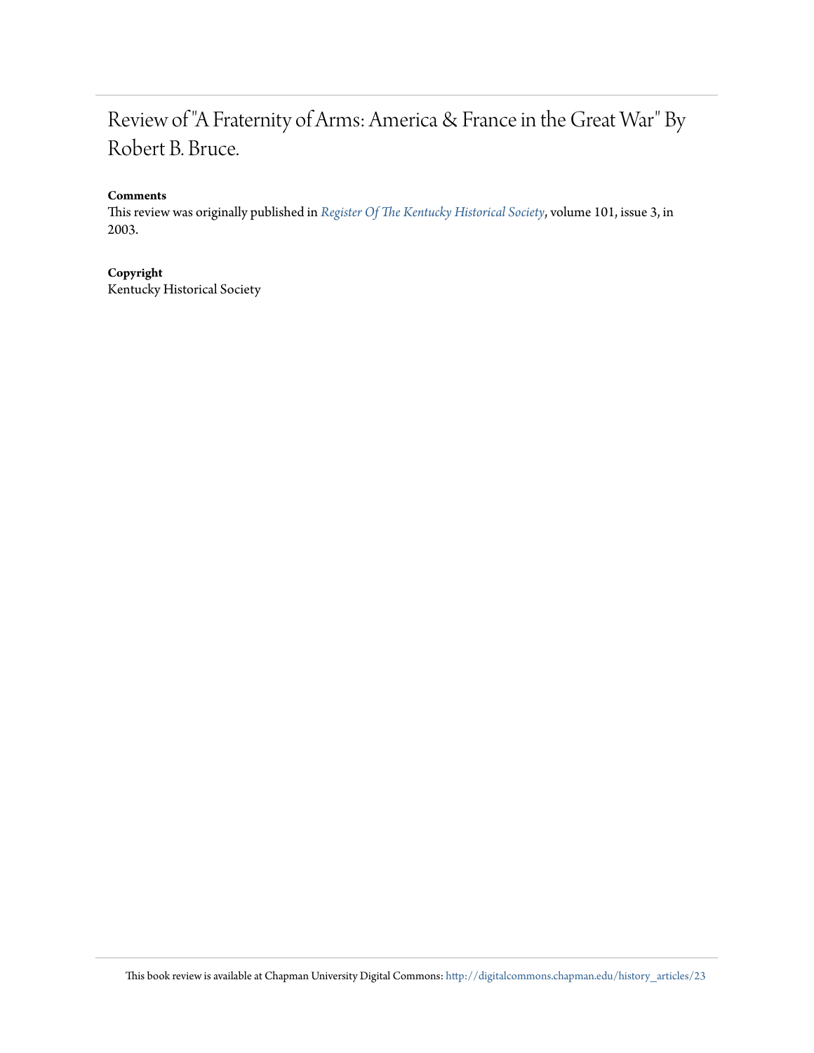# Review of "A Fraternity of Arms: America & France in the Great War" By Robert B. Bruce.

**Comments**

This review was originally published in *Register Of The Kentucky Historical Society*, volume 101, issue 3, in 2003.

**Copyright**

Kentucky Historical Society

This book review is available at Chapman University Digital Commons: http://digitalcommons.chapman.edu/history_articles/23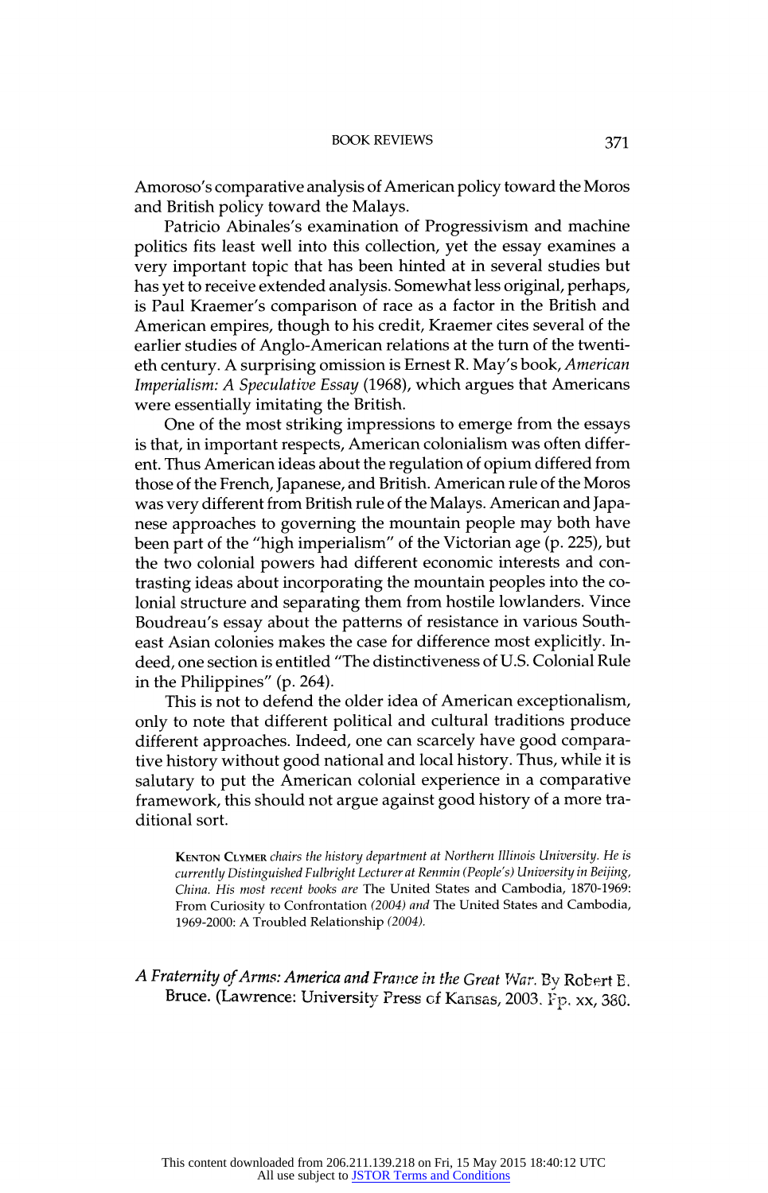Amoroso's comparative analysis of American policy toward the Moros and British policy toward the Malays.

Patricio Abinales's examination of Progressivism and machine politics fits least well into this collection, yet the essay examines a very important topic that has been hinted at in several studies but has yet to receive extended analysis. Somewhat less original, perhaps, is Paul Kraemer's comparison of race as a factor in the British and American empires, though to his credit, Kraemer cites several of the earlier studies of Anglo-American relations at the turn of the twentieth century. A surprising omission is Ernest R. May's book, *American Imperialism: A Speculative Essay* (1968), which argues that Americans were essentially imitating the British.

One of the most striking impressions to emerge from the essays is that, in important respects, American colonialism was often different. Thus American ideas about the regulation of opium differed from those of the French, Japanese, and British. American rule of the Moros was very different from British rule of the Malays. American and Japanese approaches to governing the mountain people may both have been part of the "high imperialism" of the Victorian age (p. 225), but the two colonial powers had different economic interests and contrasting ideas about incorporating the mountain peoples into the colonial structure and separating them from hostile lowlanders. Vince Boudreau's essay about the patterns of resistance in various Southeast Asian colonies makes the case for difference most explicitly. Indeed, one section is entitled "The distinctiveness of U.S. Colonial Rule in the Philippines" (p. 264).

This is not to defend the older idea of American exceptionalism, only to note that different political and cultural traditions produce different approaches. Indeed, one can scarcely have good comparative history without good national and local history. Thus, while it is salutary to put the American colonial experience in a comparative framework, this should not argue against good history of a more traditional sort.

KENTON CLYMER *chairs the history department at Northern Illinois University. He is currently Distinguished Fulbright Lecturer at Renmin (People's) University in Beijing, China. His most recent books are* The United States and Cambodia, 1870-1969: From Curiosity to Confrontation *(2004) and* The United States and Cambodia, 1969-2000: A Troubled Relationship *(2004).*

*A Fraternity of Arms: America and France in the Great War*. By Robert E. Bruce. (Lawrence: University Press of Kansas, 2003. Pp. xx, 380.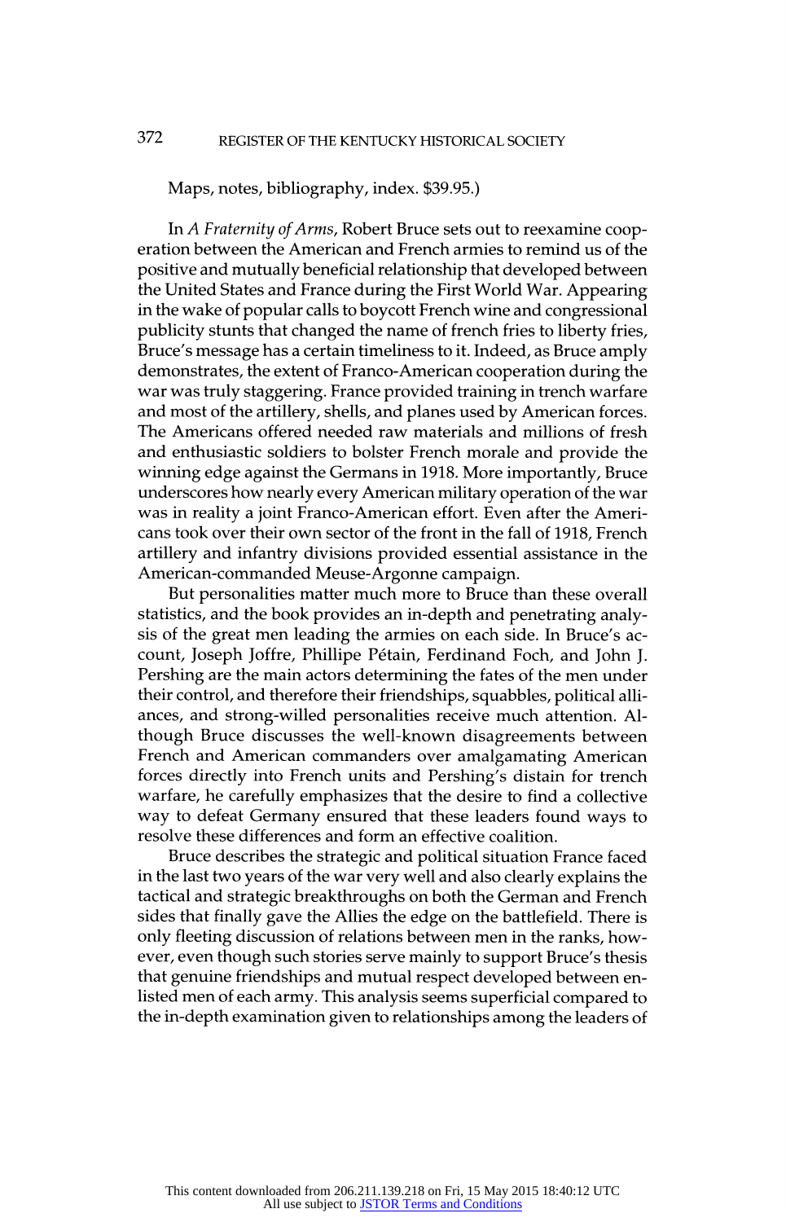Maps, notes, bibliography, index. $39.95.)

In *A Fraternity of Arms*, Robert Bruce sets out to reexamine cooperation between the American and French armies to remind us of the positive and mutually beneficial relationship that developed between the United States and France during the First World War. Appearing in the wake of popular calls to boycott French wine and congressional publicity stunts that changed the name of french fries to liberty fries, Bruce's message has a certain timeliness to it. Indeed, as Bruce amply demonstrates, the extent of Franco-American cooperation during the war was truly staggering. France provided training in trench warfare and most of the artillery, shells, and planes used by American forces. The Americans offered needed raw materials and millions of fresh and enthusiastic soldiers to bolster French morale and provide the winning edge against the Germans in 1918. More importantly, Bruce underscores how nearly every American military operation of the war was in reality a joint Franco-American effort. Even after the Americans took over their own sector of the front in the fall of 1918, French artillery and infantry divisions provided essential assistance in the American-commanded Meuse-Argonne campaign.

But personalities matter much more to Bruce than these overall statistics, and the book provides an in-depth and penetrating analysis of the great men leading the armies on each side. In Bruce's account, Joseph Joffre, Phillipe Pétain, Ferdinand Foch, and John J. Pershing are the main actors determining the fates of the men under their control, and therefore their friendships, squabbles, political alliances, and strong-willed personalities receive much attention. Although Bruce discusses the well-known disagreements between French and American commanders over amalgamating American forces directly into French units and Pershing's distain for trench warfare, he carefully emphasizes that the desire to find a collective way to defeat Germany ensured that these leaders found ways to resolve these differences and form an effective coalition.

Bruce describes the strategic and political situation France faced in the last two years of the war very well and also clearly explains the tactical and strategic breakthroughs on both the German and French sides that finally gave the Allies the edge on the battlefield. There is only fleeting discussion of relations between men in the ranks, however, even though such stories serve mainly to support Bruce's thesis that genuine friendships and mutual respect developed between enlisted men of each army. This analysis seems superficial compared to the in-depth examination given to relationships among the leaders of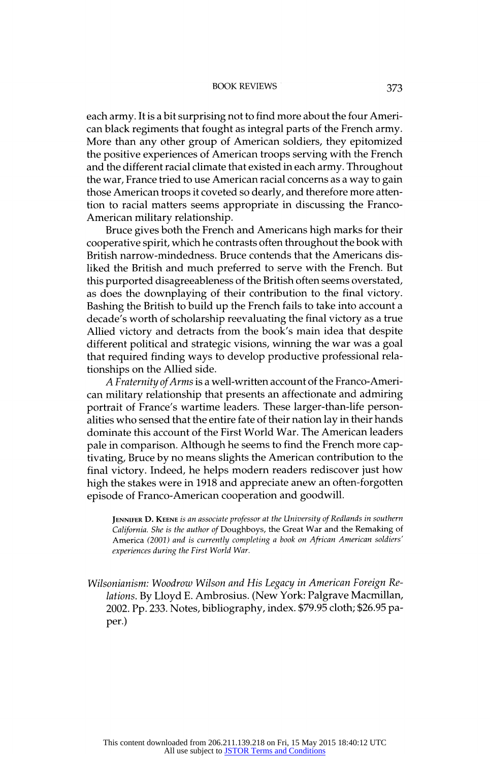each army. It is a bit surprising not to find more about the four American black regiments that fought as integral parts of the French army. More than any other group of American soldiers, they epitomized the positive experiences of American troops serving with the French and the different racial climate that existed in each army. Throughout the war, France tried to use American racial concerns as a way to gain those American troops it coveted so dearly, and therefore more attention to racial matters seems appropriate in discussing the Franco-American military relationship.

Bruce gives both the French and Americans high marks for their cooperative spirit, which he contrasts often throughout the book with British narrow-mindedness. Bruce contends that the Americans disliked the British and much preferred to serve with the French. But this purported disagreeableness of the British often seems overstated, as does the downplaying of their contribution to the final victory. Bashing the British to build up the French fails to take into account a decade's worth of scholarship reevaluating the final victory as a true Allied victory and detracts from the book's main idea that despite different political and strategic visions, winning the war was a goal that required finding ways to develop productive professional relationships on the Allied side.

*A Fraternity of Arms* is a well-written account of the Franco-American military relationship that presents an affectionate and admiring portrait of France's wartime leaders. These larger-than-life personalities who sensed that the entire fate of their nation lay in their hands dominate this account of the First World War. The American leaders pale in comparison. Although he seems to find the French more captivating, Bruce by no means slights the American contribution to the final victory. Indeed, he helps modern readers rediscover just how high the stakes were in 1918 and appreciate anew an often-forgotten episode of Franco-American cooperation and goodwill.

JENNIFER D. KEENE *is an associate professor at the University of Redlands in southern California. She is the author of* Doughboys, the Great War and the Remaking of America *(2001) and is currently completing a book on African American soldiers' experiences during the First World War.*

*Wilsonianism: Woodrow Wilson and His Legacy in American Foreign Relations.* By Lloyd E. Ambrosius. (New York: Palgrave Macmillan, 2002. Pp. 233. Notes, bibliography, index. $79.95 cloth; $26.95 paper.)